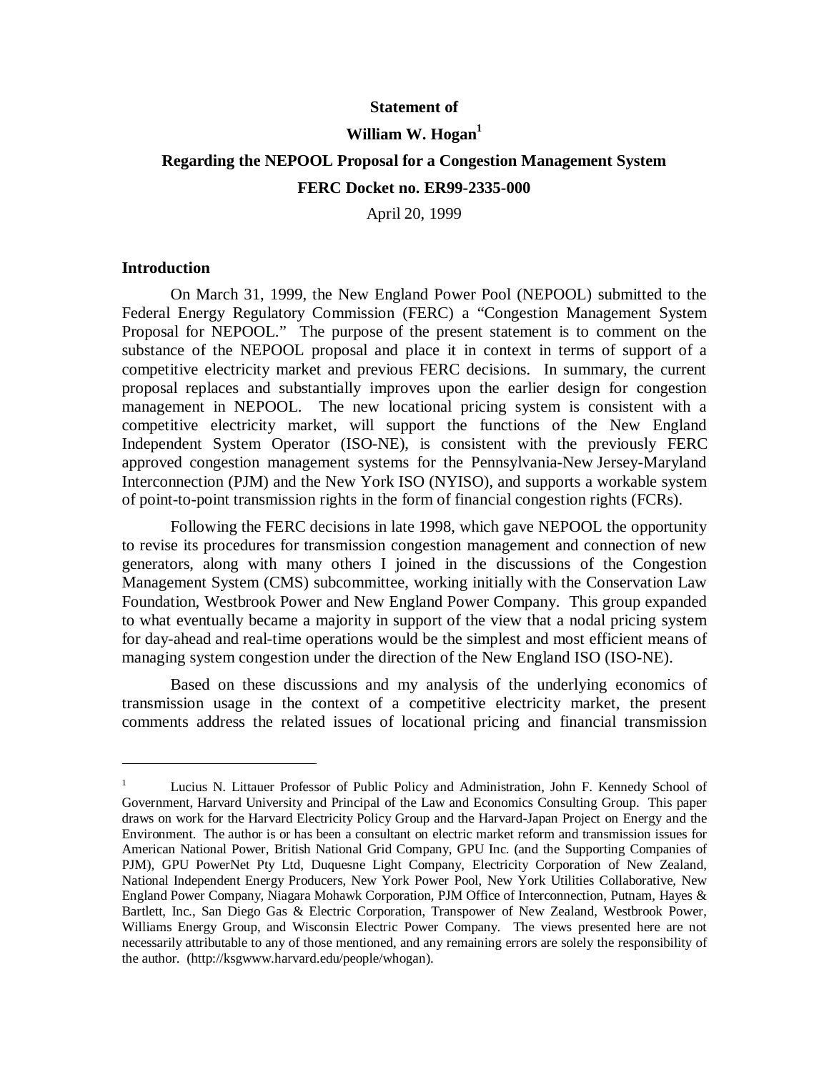**Statement of**

**William W. Hogan[1]**

**Regarding the NEPOOL Proposal for a Congestion Management System**

**FERC Docket no. ER99-2335-000**

April 20, 1999

## Introduction

On March 31, 1999, the New England Power Pool (NEPOOL) submitted to the Federal Energy Regulatory Commission (FERC) a "Congestion Management System Proposal for NEPOOL." The purpose of the present statement is to comment on the substance of the NEPOOL proposal and place it in context in terms of support of a competitive electricity market and previous FERC decisions. In summary, the current proposal replaces and substantially improves upon the earlier design for congestion management in NEPOOL. The new locational pricing system is consistent with a competitive electricity market, will support the functions of the New England Independent System Operator (ISO-NE), is consistent with the previously FERC approved congestion management systems for the Pennsylvania-New Jersey-Maryland Interconnection (PJM) and the New York ISO (NYISO), and supports a workable system of point-to-point transmission rights in the form of financial congestion rights (FCRs).

Following the FERC decisions in late 1998, which gave NEPOOL the opportunity to revise its procedures for transmission congestion management and connection of new generators, along with many others I joined in the discussions of the Congestion Management System (CMS) subcommittee, working initially with the Conservation Law Foundation, Westbrook Power and New England Power Company. This group expanded to what eventually became a majority in support of the view that a nodal pricing system for day-ahead and real-time operations would be the simplest and most efficient means of managing system congestion under the direction of the New England ISO (ISO-NE).

Based on these discussions and my analysis of the underlying economics of transmission usage in the context of a competitive electricity market, the present comments address the related issues of locational pricing and financial transmission

---

[1] Lucius N. Littauer Professor of Public Policy and Administration, John F. Kennedy School of Government, Harvard University and Principal of the Law and Economics Consulting Group. This paper draws on work for the Harvard Electricity Policy Group and the Harvard-Japan Project on Energy and the Environment. The author is or has been a consultant on electric market reform and transmission issues for American National Power, British National Grid Company, GPU Inc. (and the Supporting Companies of PJM), GPU PowerNet Pty Ltd, Duquesne Light Company, Electricity Corporation of New Zealand, National Independent Energy Producers, New York Power Pool, New York Utilities Collaborative, New England Power Company, Niagara Mohawk Corporation, PJM Office of Interconnection, Putnam, Hayes & Bartlett, Inc., San Diego Gas & Electric Corporation, Transpower of New Zealand, Westbrook Power, Williams Energy Group, and Wisconsin Electric Power Company. The views presented here are not necessarily attributable to any of those mentioned, and any remaining errors are solely the responsibility of the author. (http://ksgwww.harvard.edu/people/whogan).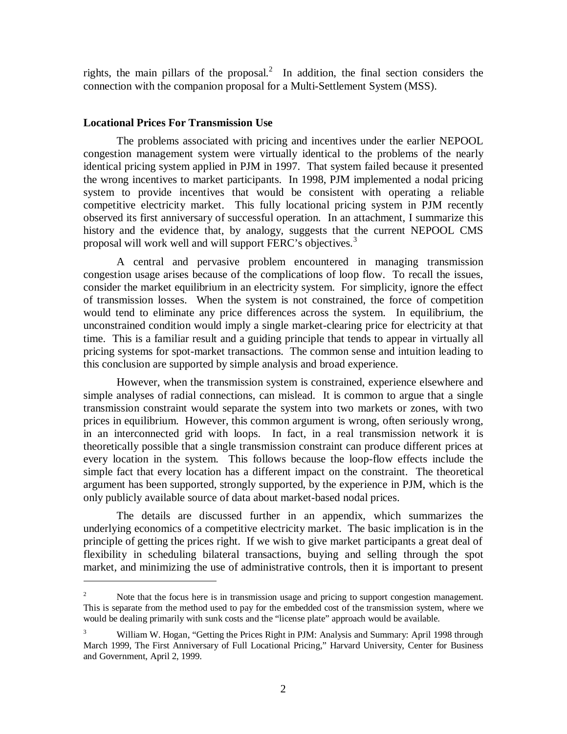rights, the main pillars of the proposal.[2] In addition, the final section considers the connection with the companion proposal for a Multi-Settlement System (MSS).

**Locational Prices For Transmission Use**

The problems associated with pricing and incentives under the earlier NEPOOL congestion management system were virtually identical to the problems of the nearly identical pricing system applied in PJM in 1997. That system failed because it presented the wrong incentives to market participants. In 1998, PJM implemented a nodal pricing system to provide incentives that would be consistent with operating a reliable competitive electricity market. This fully locational pricing system in PJM recently observed its first anniversary of successful operation. In an attachment, I summarize this history and the evidence that, by analogy, suggests that the current NEPOOL CMS proposal will work well and will support FERC's objectives.[3]

A central and pervasive problem encountered in managing transmission congestion usage arises because of the complications of loop flow. To recall the issues, consider the market equilibrium in an electricity system. For simplicity, ignore the effect of transmission losses. When the system is not constrained, the force of competition would tend to eliminate any price differences across the system. In equilibrium, the unconstrained condition would imply a single market-clearing price for electricity at that time. This is a familiar result and a guiding principle that tends to appear in virtually all pricing systems for spot-market transactions. The common sense and intuition leading to this conclusion are supported by simple analysis and broad experience.

However, when the transmission system is constrained, experience elsewhere and simple analyses of radial connections, can mislead. It is common to argue that a single transmission constraint would separate the system into two markets or zones, with two prices in equilibrium. However, this common argument is wrong, often seriously wrong, in an interconnected grid with loops. In fact, in a real transmission network it is theoretically possible that a single transmission constraint can produce different prices at every location in the system. This follows because the loop-flow effects include the simple fact that every location has a different impact on the constraint. The theoretical argument has been supported, strongly supported, by the experience in PJM, which is the only publicly available source of data about market-based nodal prices.

The details are discussed further in an appendix, which summarizes the underlying economics of a competitive electricity market. The basic implication is in the principle of getting the prices right. If we wish to give market participants a great deal of flexibility in scheduling bilateral transactions, buying and selling through the spot market, and minimizing the use of administrative controls, then it is important to present

---

[2] Note that the focus here is in transmission usage and pricing to support congestion management. This is separate from the method used to pay for the embedded cost of the transmission system, where we would be dealing primarily with sunk costs and the "license plate" approach would be available.

[3] William W. Hogan, "Getting the Prices Right in PJM: Analysis and Summary: April 1998 through March 1999, The First Anniversary of Full Locational Pricing," Harvard University, Center for Business and Government, April 2, 1999.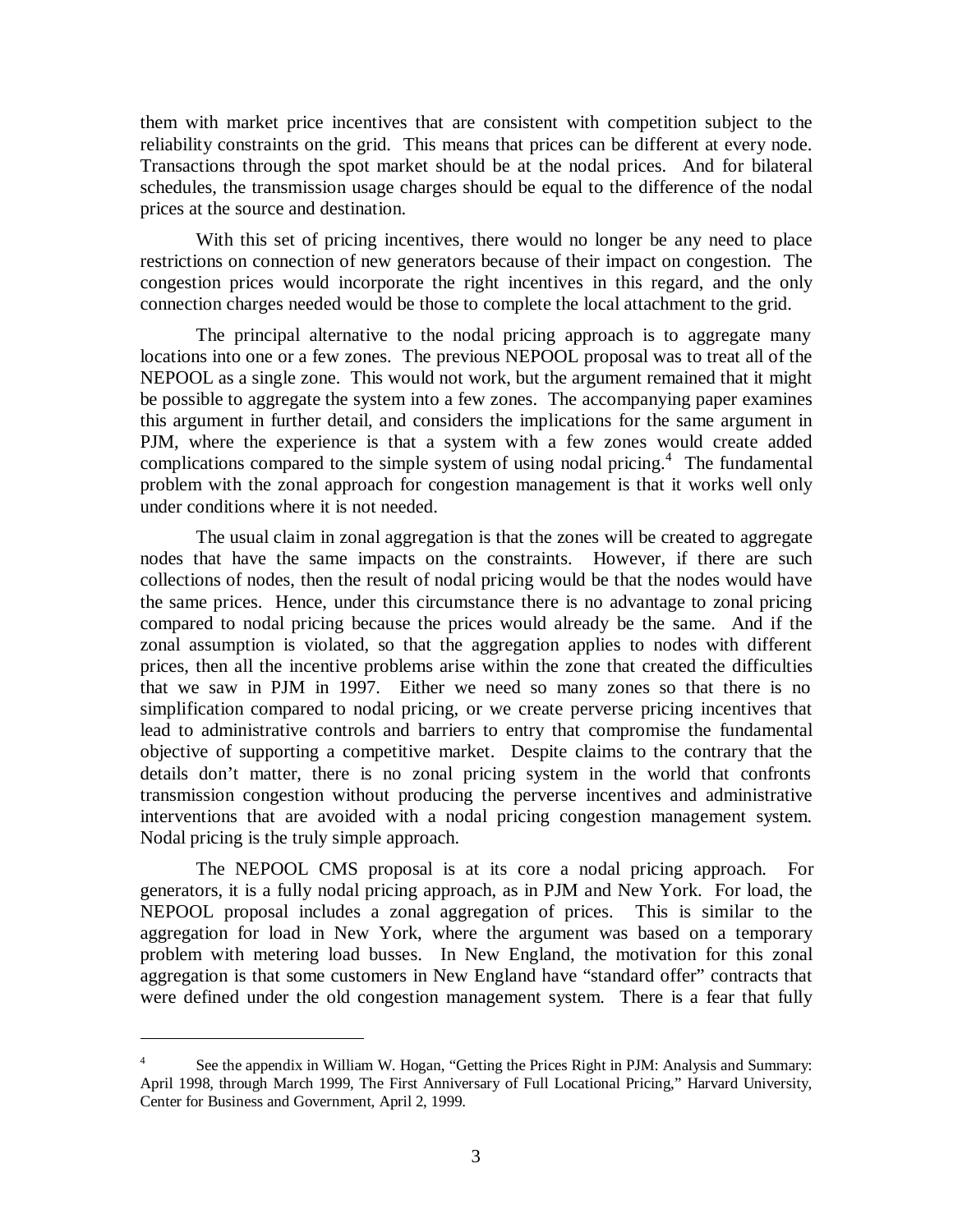them with market price incentives that are consistent with competition subject to the reliability constraints on the grid. This means that prices can be different at every node. Transactions through the spot market should be at the nodal prices. And for bilateral schedules, the transmission usage charges should be equal to the difference of the nodal prices at the source and destination.

With this set of pricing incentives, there would no longer be any need to place restrictions on connection of new generators because of their impact on congestion. The congestion prices would incorporate the right incentives in this regard, and the only connection charges needed would be those to complete the local attachment to the grid.

The principal alternative to the nodal pricing approach is to aggregate many locations into one or a few zones. The previous NEPOOL proposal was to treat all of the NEPOOL as a single zone. This would not work, but the argument remained that it might be possible to aggregate the system into a few zones. The accompanying paper examines this argument in further detail, and considers the implications for the same argument in PJM, where the experience is that a system with a few zones would create added complications compared to the simple system of using nodal pricing.[4] The fundamental problem with the zonal approach for congestion management is that it works well only under conditions where it is not needed.

The usual claim in zonal aggregation is that the zones will be created to aggregate nodes that have the same impacts on the constraints. However, if there are such collections of nodes, then the result of nodal pricing would be that the nodes would have the same prices. Hence, under this circumstance there is no advantage to zonal pricing compared to nodal pricing because the prices would already be the same. And if the zonal assumption is violated, so that the aggregation applies to nodes with different prices, then all the incentive problems arise within the zone that created the difficulties that we saw in PJM in 1997. Either we need so many zones so that there is no simplification compared to nodal pricing, or we create perverse pricing incentives that lead to administrative controls and barriers to entry that compromise the fundamental objective of supporting a competitive market. Despite claims to the contrary that the details don't matter, there is no zonal pricing system in the world that confronts transmission congestion without producing the perverse incentives and administrative interventions that are avoided with a nodal pricing congestion management system. Nodal pricing is the truly simple approach.

The NEPOOL CMS proposal is at its core a nodal pricing approach. For generators, it is a fully nodal pricing approach, as in PJM and New York. For load, the NEPOOL proposal includes a zonal aggregation of prices. This is similar to the aggregation for load in New York, where the argument was based on a temporary problem with metering load busses. In New England, the motivation for this zonal aggregation is that some customers in New England have "standard offer" contracts that were defined under the old congestion management system. There is a fear that fully

---

[4] See the appendix in William W. Hogan, "Getting the Prices Right in PJM: Analysis and Summary: April 1998, through March 1999, The First Anniversary of Full Locational Pricing," Harvard University, Center for Business and Government, April 2, 1999.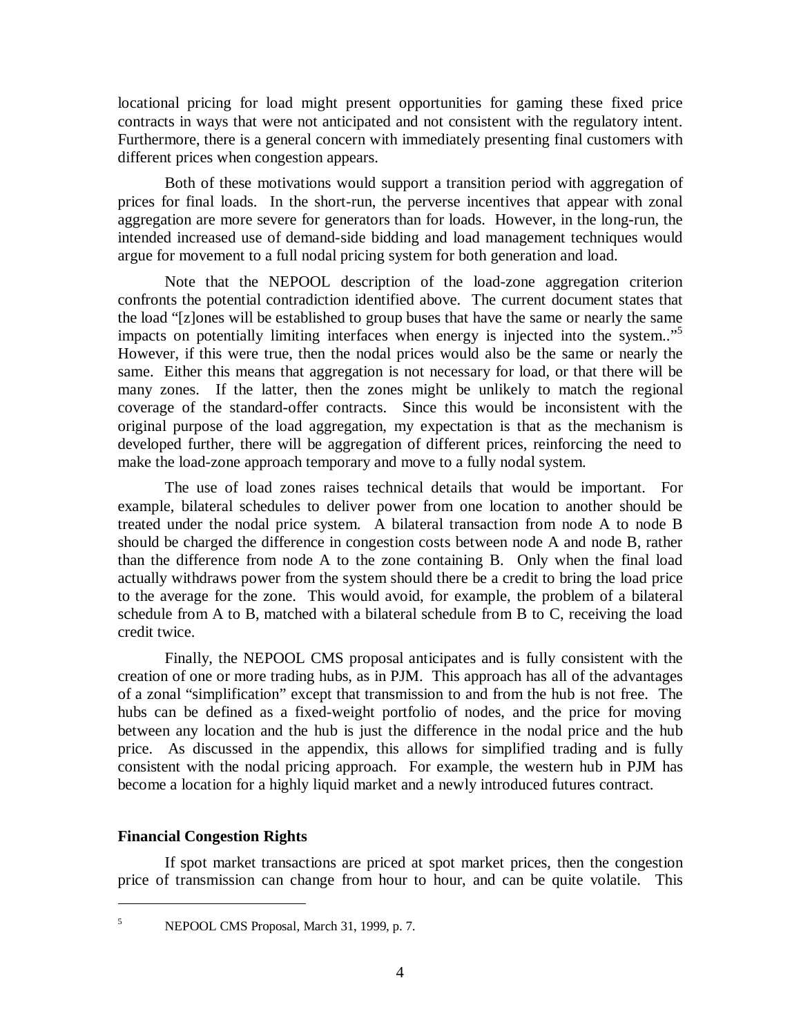locational pricing for load might present opportunities for gaming these fixed price contracts in ways that were not anticipated and not consistent with the regulatory intent. Furthermore, there is a general concern with immediately presenting final customers with different prices when congestion appears.

Both of these motivations would support a transition period with aggregation of prices for final loads. In the short-run, the perverse incentives that appear with zonal aggregation are more severe for generators than for loads. However, in the long-run, the intended increased use of demand-side bidding and load management techniques would argue for movement to a full nodal pricing system for both generation and load.

Note that the NEPOOL description of the load-zone aggregation criterion confronts the potential contradiction identified above. The current document states that the load "[z]ones will be established to group buses that have the same or nearly the same impacts on potentially limiting interfaces when energy is injected into the system.."[5] However, if this were true, then the nodal prices would also be the same or nearly the same. Either this means that aggregation is not necessary for load, or that there will be many zones. If the latter, then the zones might be unlikely to match the regional coverage of the standard-offer contracts. Since this would be inconsistent with the original purpose of the load aggregation, my expectation is that as the mechanism is developed further, there will be aggregation of different prices, reinforcing the need to make the load-zone approach temporary and move to a fully nodal system.

The use of load zones raises technical details that would be important. For example, bilateral schedules to deliver power from one location to another should be treated under the nodal price system. A bilateral transaction from node A to node B should be charged the difference in congestion costs between node A and node B, rather than the difference from node A to the zone containing B. Only when the final load actually withdraws power from the system should there be a credit to bring the load price to the average for the zone. This would avoid, for example, the problem of a bilateral schedule from A to B, matched with a bilateral schedule from B to C, receiving the load credit twice.

Finally, the NEPOOL CMS proposal anticipates and is fully consistent with the creation of one or more trading hubs, as in PJM. This approach has all of the advantages of a zonal "simplification" except that transmission to and from the hub is not free. The hubs can be defined as a fixed-weight portfolio of nodes, and the price for moving between any location and the hub is just the difference in the nodal price and the hub price. As discussed in the appendix, this allows for simplified trading and is fully consistent with the nodal pricing approach. For example, the western hub in PJM has become a location for a highly liquid market and a newly introduced futures contract.

## Financial Congestion Rights

If spot market transactions are priced at spot market prices, then the congestion price of transmission can change from hour to hour, and can be quite volatile. This

---

[5] NEPOOL CMS Proposal, March 31, 1999, p. 7.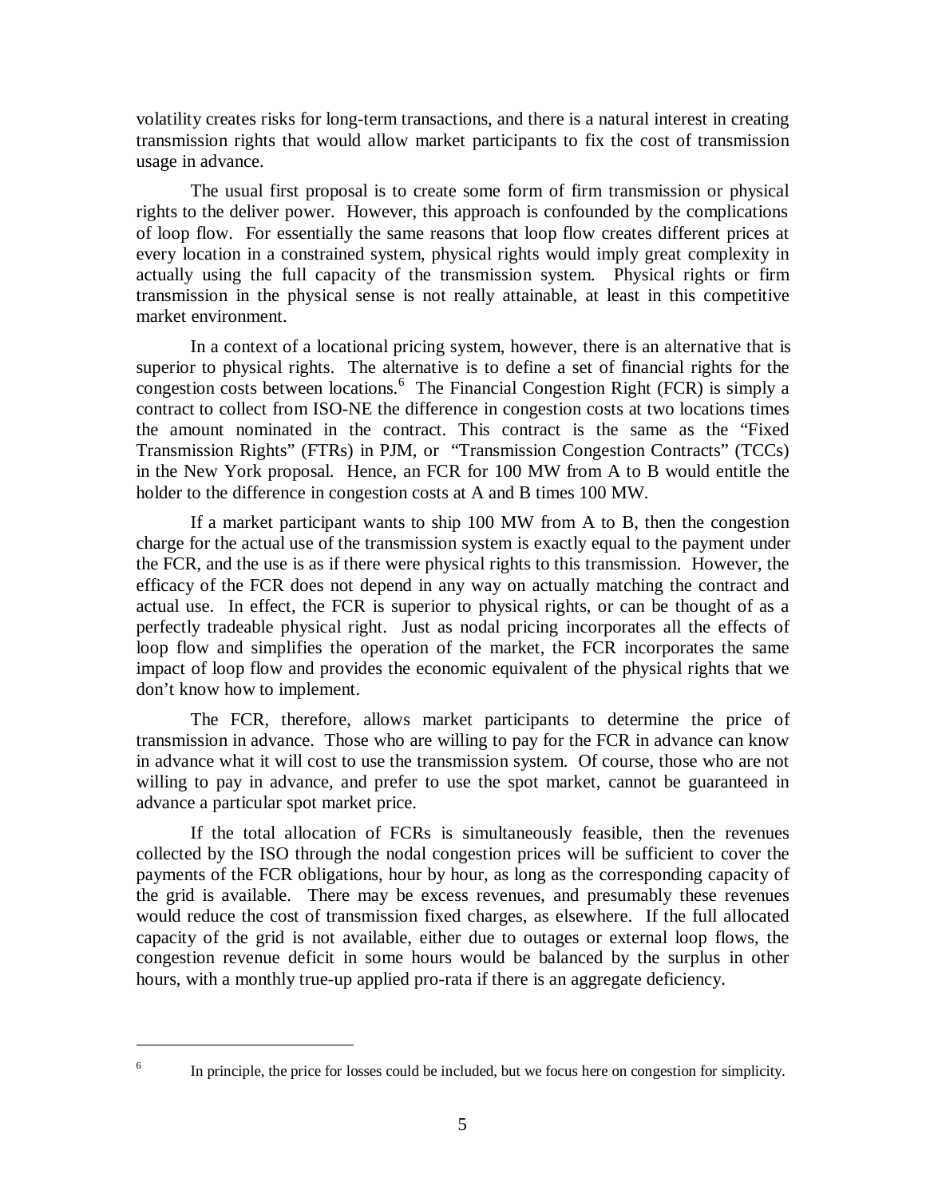volatility creates risks for long-term transactions, and there is a natural interest in creating transmission rights that would allow market participants to fix the cost of transmission usage in advance.

The usual first proposal is to create some form of firm transmission or physical rights to the deliver power. However, this approach is confounded by the complications of loop flow. For essentially the same reasons that loop flow creates different prices at every location in a constrained system, physical rights would imply great complexity in actually using the full capacity of the transmission system. Physical rights or firm transmission in the physical sense is not really attainable, at least in this competitive market environment.

In a context of a locational pricing system, however, there is an alternative that is superior to physical rights. The alternative is to define a set of financial rights for the congestion costs between locations.[6] The Financial Congestion Right (FCR) is simply a contract to collect from ISO-NE the difference in congestion costs at two locations times the amount nominated in the contract. This contract is the same as the "Fixed Transmission Rights" (FTRs) in PJM, or "Transmission Congestion Contracts" (TCCs) in the New York proposal. Hence, an FCR for 100 MW from A to B would entitle the holder to the difference in congestion costs at A and B times 100 MW.

If a market participant wants to ship 100 MW from A to B, then the congestion charge for the actual use of the transmission system is exactly equal to the payment under the FCR, and the use is as if there were physical rights to this transmission. However, the efficacy of the FCR does not depend in any way on actually matching the contract and actual use. In effect, the FCR is superior to physical rights, or can be thought of as a perfectly tradeable physical right. Just as nodal pricing incorporates all the effects of loop flow and simplifies the operation of the market, the FCR incorporates the same impact of loop flow and provides the economic equivalent of the physical rights that we don't know how to implement.

The FCR, therefore, allows market participants to determine the price of transmission in advance. Those who are willing to pay for the FCR in advance can know in advance what it will cost to use the transmission system. Of course, those who are not willing to pay in advance, and prefer to use the spot market, cannot be guaranteed in advance a particular spot market price.

If the total allocation of FCRs is simultaneously feasible, then the revenues collected by the ISO through the nodal congestion prices will be sufficient to cover the payments of the FCR obligations, hour by hour, as long as the corresponding capacity of the grid is available. There may be excess revenues, and presumably these revenues would reduce the cost of transmission fixed charges, as elsewhere. If the full allocated capacity of the grid is not available, either due to outages or external loop flows, the congestion revenue deficit in some hours would be balanced by the surplus in other hours, with a monthly true-up applied pro-rata if there is an aggregate deficiency.

---

[6] In principle, the price for losses could be included, but we focus here on congestion for simplicity.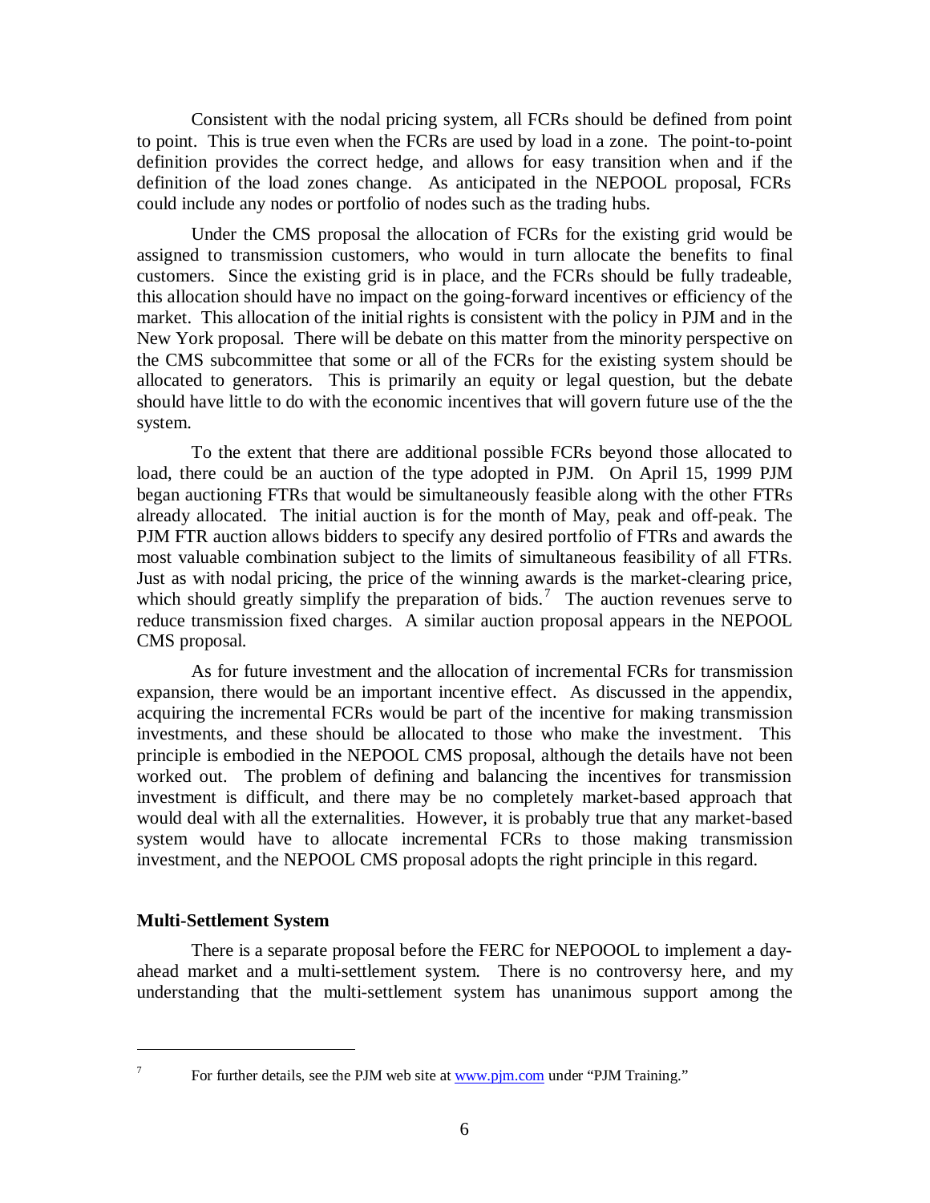Consistent with the nodal pricing system, all FCRs should be defined from point to point. This is true even when the FCRs are used by load in a zone. The point-to-point definition provides the correct hedge, and allows for easy transition when and if the definition of the load zones change. As anticipated in the NEPOOL proposal, FCRs could include any nodes or portfolio of nodes such as the trading hubs.

Under the CMS proposal the allocation of FCRs for the existing grid would be assigned to transmission customers, who would in turn allocate the benefits to final customers. Since the existing grid is in place, and the FCRs should be fully tradeable, this allocation should have no impact on the going-forward incentives or efficiency of the market. This allocation of the initial rights is consistent with the policy in PJM and in the New York proposal. There will be debate on this matter from the minority perspective on the CMS subcommittee that some or all of the FCRs for the existing system should be allocated to generators. This is primarily an equity or legal question, but the debate should have little to do with the economic incentives that will govern future use of the the system.

To the extent that there are additional possible FCRs beyond those allocated to load, there could be an auction of the type adopted in PJM. On April 15, 1999 PJM began auctioning FTRs that would be simultaneously feasible along with the other FTRs already allocated. The initial auction is for the month of May, peak and off-peak. The PJM FTR auction allows bidders to specify any desired portfolio of FTRs and awards the most valuable combination subject to the limits of simultaneous feasibility of all FTRs. Just as with nodal pricing, the price of the winning awards is the market-clearing price, which should greatly simplify the preparation of bids.[7] The auction revenues serve to reduce transmission fixed charges. A similar auction proposal appears in the NEPOOL CMS proposal.

As for future investment and the allocation of incremental FCRs for transmission expansion, there would be an important incentive effect. As discussed in the appendix, acquiring the incremental FCRs would be part of the incentive for making transmission investments, and these should be allocated to those who make the investment. This principle is embodied in the NEPOOL CMS proposal, although the details have not been worked out. The problem of defining and balancing the incentives for transmission investment is difficult, and there may be no completely market-based approach that would deal with all the externalities. However, it is probably true that any market-based system would have to allocate incremental FCRs to those making transmission investment, and the NEPOOL CMS proposal adopts the right principle in this regard.

**Multi-Settlement System**

There is a separate proposal before the FERC for NEPOOOL to implement a day-ahead market and a multi-settlement system. There is no controversy here, and my understanding that the multi-settlement system has unanimous support among the

---

[7] For further details, see the PJM web site at www.pjm.com under "PJM Training."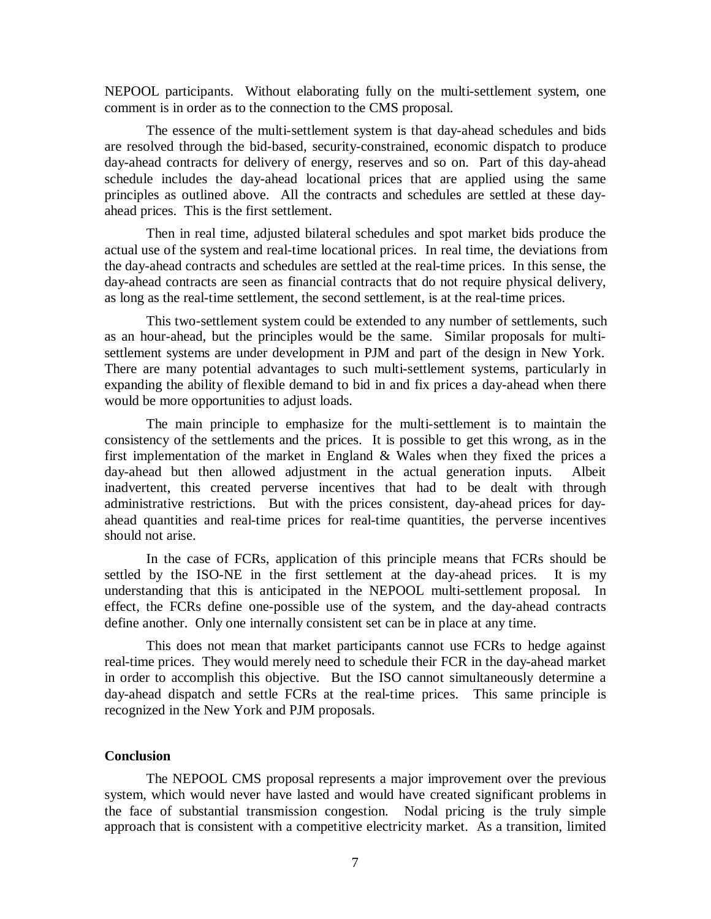NEPOOL participants. Without elaborating fully on the multi-settlement system, one comment is in order as to the connection to the CMS proposal.

The essence of the multi-settlement system is that day-ahead schedules and bids are resolved through the bid-based, security-constrained, economic dispatch to produce day-ahead contracts for delivery of energy, reserves and so on. Part of this day-ahead schedule includes the day-ahead locational prices that are applied using the same principles as outlined above. All the contracts and schedules are settled at these day-ahead prices. This is the first settlement.

Then in real time, adjusted bilateral schedules and spot market bids produce the actual use of the system and real-time locational prices. In real time, the deviations from the day-ahead contracts and schedules are settled at the real-time prices. In this sense, the day-ahead contracts are seen as financial contracts that do not require physical delivery, as long as the real-time settlement, the second settlement, is at the real-time prices.

This two-settlement system could be extended to any number of settlements, such as an hour-ahead, but the principles would be the same. Similar proposals for multi-settlement systems are under development in PJM and part of the design in New York. There are many potential advantages to such multi-settlement systems, particularly in expanding the ability of flexible demand to bid in and fix prices a day-ahead when there would be more opportunities to adjust loads.

The main principle to emphasize for the multi-settlement is to maintain the consistency of the settlements and the prices. It is possible to get this wrong, as in the first implementation of the market in England & Wales when they fixed the prices a day-ahead but then allowed adjustment in the actual generation inputs. Albeit inadvertent, this created perverse incentives that had to be dealt with through administrative restrictions. But with the prices consistent, day-ahead prices for day-ahead quantities and real-time prices for real-time quantities, the perverse incentives should not arise.

In the case of FCRs, application of this principle means that FCRs should be settled by the ISO-NE in the first settlement at the day-ahead prices. It is my understanding that this is anticipated in the NEPOOL multi-settlement proposal. In effect, the FCRs define one-possible use of the system, and the day-ahead contracts define another. Only one internally consistent set can be in place at any time.

This does not mean that market participants cannot use FCRs to hedge against real-time prices. They would merely need to schedule their FCR in the day-ahead market in order to accomplish this objective. But the ISO cannot simultaneously determine a day-ahead dispatch and settle FCRs at the real-time prices. This same principle is recognized in the New York and PJM proposals.

## Conclusion

The NEPOOL CMS proposal represents a major improvement over the previous system, which would never have lasted and would have created significant problems in the face of substantial transmission congestion. Nodal pricing is the truly simple approach that is consistent with a competitive electricity market. As a transition, limited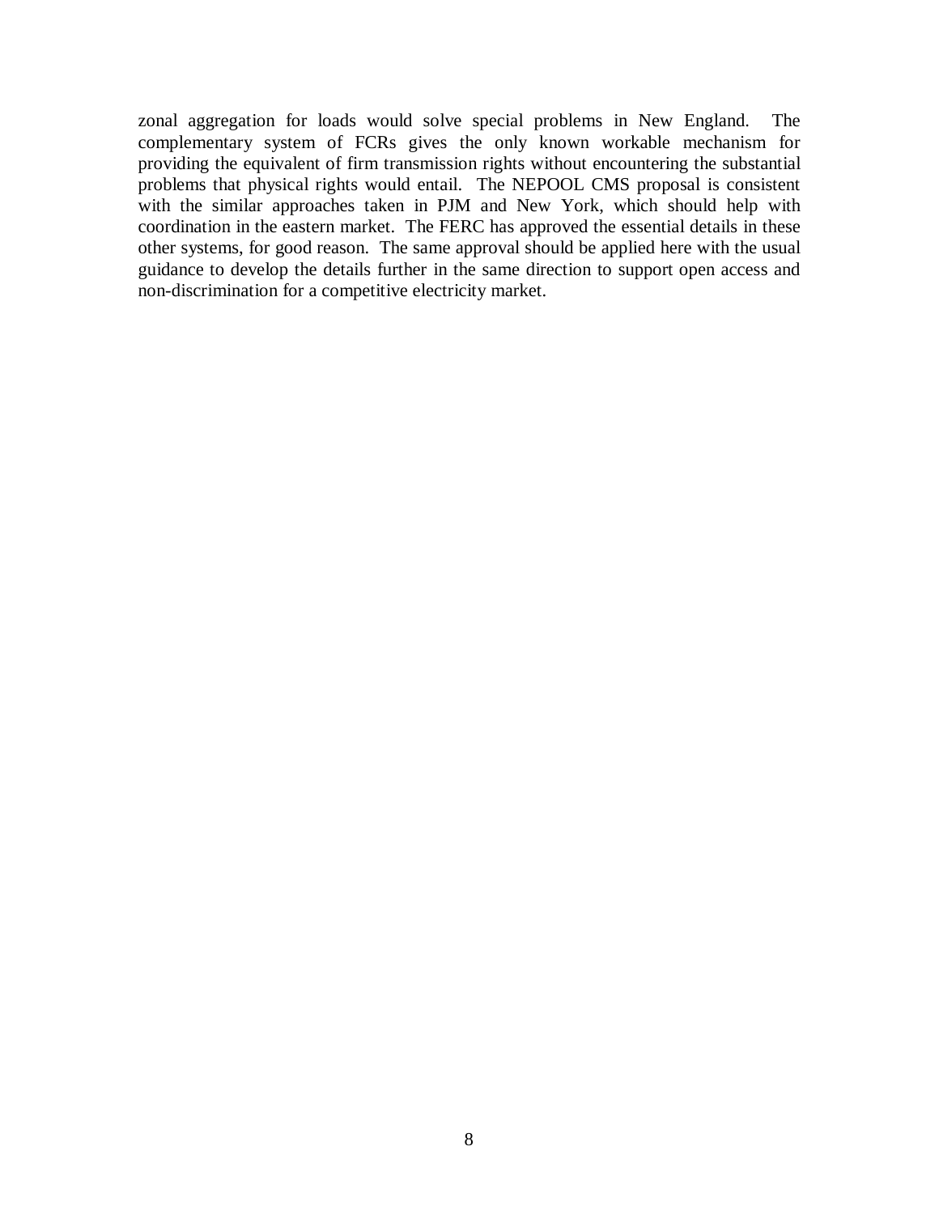zonal aggregation for loads would solve special problems in New England. The complementary system of FCRs gives the only known workable mechanism for providing the equivalent of firm transmission rights without encountering the substantial problems that physical rights would entail. The NEPOOL CMS proposal is consistent with the similar approaches taken in PJM and New York, which should help with coordination in the eastern market. The FERC has approved the essential details in these other systems, for good reason. The same approval should be applied here with the usual guidance to develop the details further in the same direction to support open access and non-discrimination for a competitive electricity market.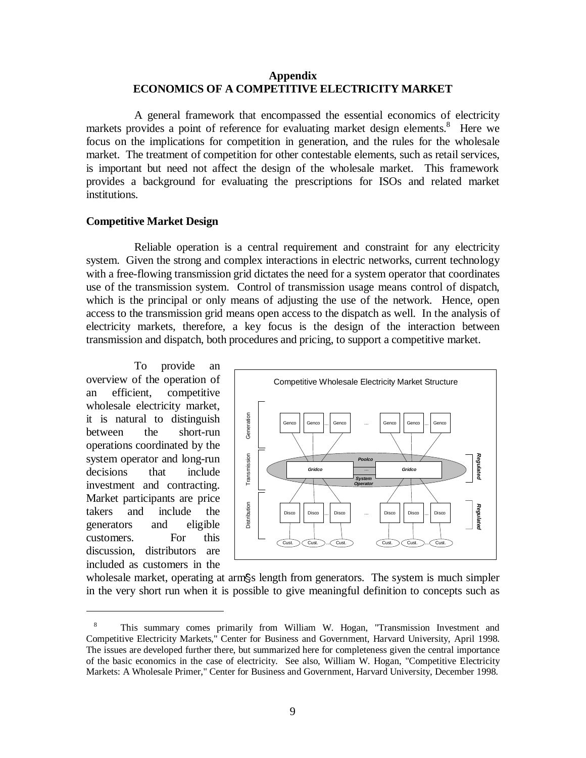## Appendix
## ECONOMICS OF A COMPETITIVE ELECTRICITY MARKET

A general framework that encompassed the essential economics of electricity markets provides a point of reference for evaluating market design elements.[8] Here we focus on the implications for competition in generation, and the rules for the wholesale market. The treatment of competition for other contestable elements, such as retail services, is important but need not affect the design of the wholesale market. This framework provides a background for evaluating the prescriptions for ISOs and related market institutions.

**Competitive Market Design**

Reliable operation is a central requirement and constraint for any electricity system. Given the strong and complex interactions in electric networks, current technology with a free-flowing transmission grid dictates the need for a system operator that coordinates use of the transmission system. Control of transmission usage means control of dispatch, which is the principal or only means of adjusting the use of the network. Hence, open access to the transmission grid means open access to the dispatch as well. In the analysis of electricity markets, therefore, a key focus is the design of the interaction between transmission and dispatch, both procedures and pricing, to support a competitive market.

To provide an overview of the operation of an efficient, competitive wholesale electricity market, it is natural to distinguish between the short-run operations coordinated by the system operator and long-run decisions that include investment and contracting. Market participants are price takers and include the generators and eligible customers. For this discussion, distributors are included as customers in the wholesale market, operating at arm§s length from generators. The system is much simpler in the very short run when it is possible to give meaningful definition to concepts such as

Competitive Wholesale Electricity Market Structure

---

[8] This summary comes primarily from William W. Hogan, "Transmission Investment and Competitive Electricity Markets," Center for Business and Government, Harvard University, April 1998. The issues are developed further there, but summarized here for completeness given the central importance of the basic economics in the case of electricity. See also, William W. Hogan, "Competitive Electricity Markets: A Wholesale Primer," Center for Business and Government, Harvard University, December 1998.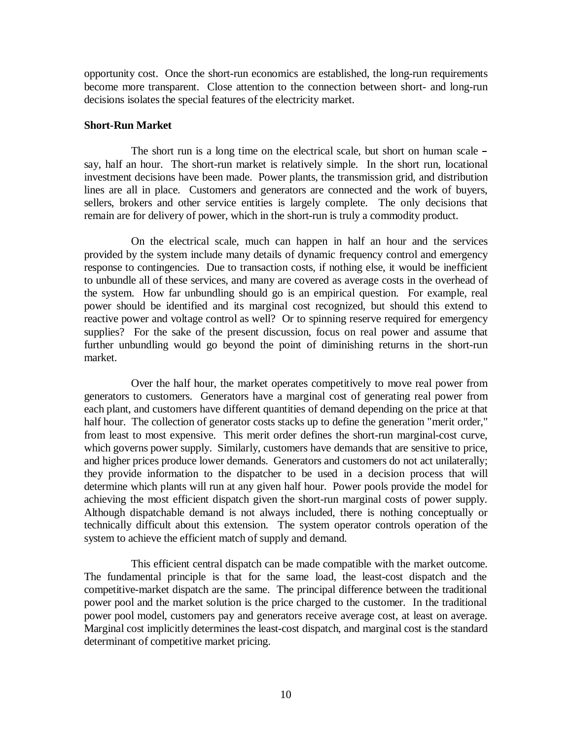opportunity cost. Once the short-run economics are established, the long-run requirements become more transparent. Close attention to the connection between short- and long-run decisions isolates the special features of the electricity market.

**Short-Run Market**

The short run is a long time on the electrical scale, but short on human scale – say, half an hour. The short-run market is relatively simple. In the short run, locational investment decisions have been made. Power plants, the transmission grid, and distribution lines are all in place. Customers and generators are connected and the work of buyers, sellers, brokers and other service entities is largely complete. The only decisions that remain are for delivery of power, which in the short-run is truly a commodity product.

On the electrical scale, much can happen in half an hour and the services provided by the system include many details of dynamic frequency control and emergency response to contingencies. Due to transaction costs, if nothing else, it would be inefficient to unbundle all of these services, and many are covered as average costs in the overhead of the system. How far unbundling should go is an empirical question. For example, real power should be identified and its marginal cost recognized, but should this extend to reactive power and voltage control as well? Or to spinning reserve required for emergency supplies? For the sake of the present discussion, focus on real power and assume that further unbundling would go beyond the point of diminishing returns in the short-run market.

Over the half hour, the market operates competitively to move real power from generators to customers. Generators have a marginal cost of generating real power from each plant, and customers have different quantities of demand depending on the price at that half hour. The collection of generator costs stacks up to define the generation "merit order," from least to most expensive. This merit order defines the short-run marginal-cost curve, which governs power supply. Similarly, customers have demands that are sensitive to price, and higher prices produce lower demands. Generators and customers do not act unilaterally; they provide information to the dispatcher to be used in a decision process that will determine which plants will run at any given half hour. Power pools provide the model for achieving the most efficient dispatch given the short-run marginal costs of power supply. Although dispatchable demand is not always included, there is nothing conceptually or technically difficult about this extension. The system operator controls operation of the system to achieve the efficient match of supply and demand.

This efficient central dispatch can be made compatible with the market outcome. The fundamental principle is that for the same load, the least-cost dispatch and the competitive-market dispatch are the same. The principal difference between the traditional power pool and the market solution is the price charged to the customer. In the traditional power pool model, customers pay and generators receive average cost, at least on average. Marginal cost implicitly determines the least-cost dispatch, and marginal cost is the standard determinant of competitive market pricing.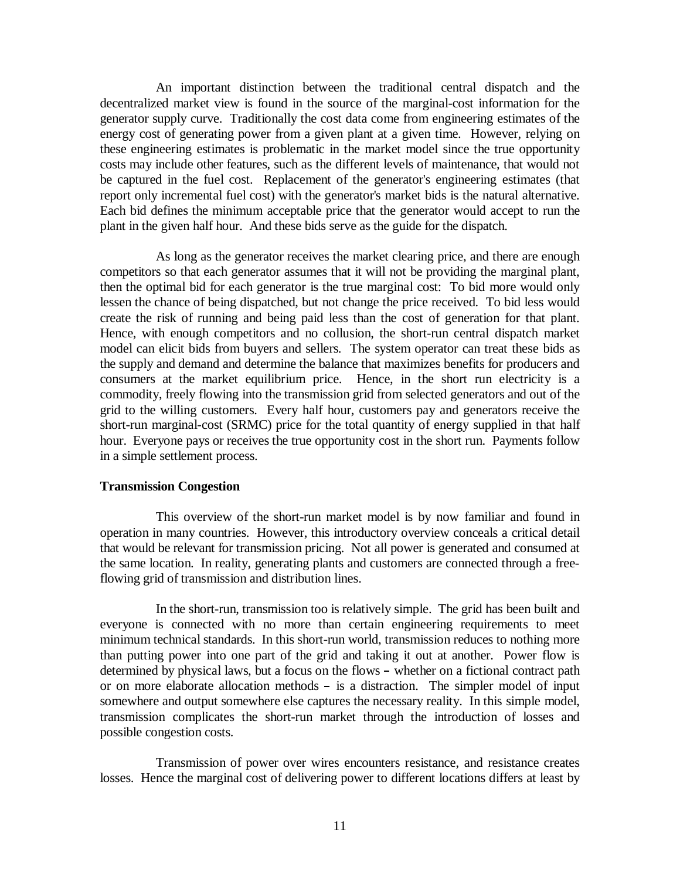An important distinction between the traditional central dispatch and the decentralized market view is found in the source of the marginal-cost information for the generator supply curve. Traditionally the cost data come from engineering estimates of the energy cost of generating power from a given plant at a given time. However, relying on these engineering estimates is problematic in the market model since the true opportunity costs may include other features, such as the different levels of maintenance, that would not be captured in the fuel cost. Replacement of the generator's engineering estimates (that report only incremental fuel cost) with the generator's market bids is the natural alternative. Each bid defines the minimum acceptable price that the generator would accept to run the plant in the given half hour. And these bids serve as the guide for the dispatch.

As long as the generator receives the market clearing price, and there are enough competitors so that each generator assumes that it will not be providing the marginal plant, then the optimal bid for each generator is the true marginal cost: To bid more would only lessen the chance of being dispatched, but not change the price received. To bid less would create the risk of running and being paid less than the cost of generation for that plant. Hence, with enough competitors and no collusion, the short-run central dispatch market model can elicit bids from buyers and sellers. The system operator can treat these bids as the supply and demand and determine the balance that maximizes benefits for producers and consumers at the market equilibrium price. Hence, in the short run electricity is a commodity, freely flowing into the transmission grid from selected generators and out of the grid to the willing customers. Every half hour, customers pay and generators receive the short-run marginal-cost (SRMC) price for the total quantity of energy supplied in that half hour. Everyone pays or receives the true opportunity cost in the short run. Payments follow in a simple settlement process.

**Transmission Congestion**

This overview of the short-run market model is by now familiar and found in operation in many countries. However, this introductory overview conceals a critical detail that would be relevant for transmission pricing. Not all power is generated and consumed at the same location. In reality, generating plants and customers are connected through a free-flowing grid of transmission and distribution lines.

In the short-run, transmission too is relatively simple. The grid has been built and everyone is connected with no more than certain engineering requirements to meet minimum technical standards. In this short-run world, transmission reduces to nothing more than putting power into one part of the grid and taking it out at another. Power flow is determined by physical laws, but a focus on the flows – whether on a fictional contract path or on more elaborate allocation methods – is a distraction. The simpler model of input somewhere and output somewhere else captures the necessary reality. In this simple model, transmission complicates the short-run market through the introduction of losses and possible congestion costs.

Transmission of power over wires encounters resistance, and resistance creates losses. Hence the marginal cost of delivering power to different locations differs at least by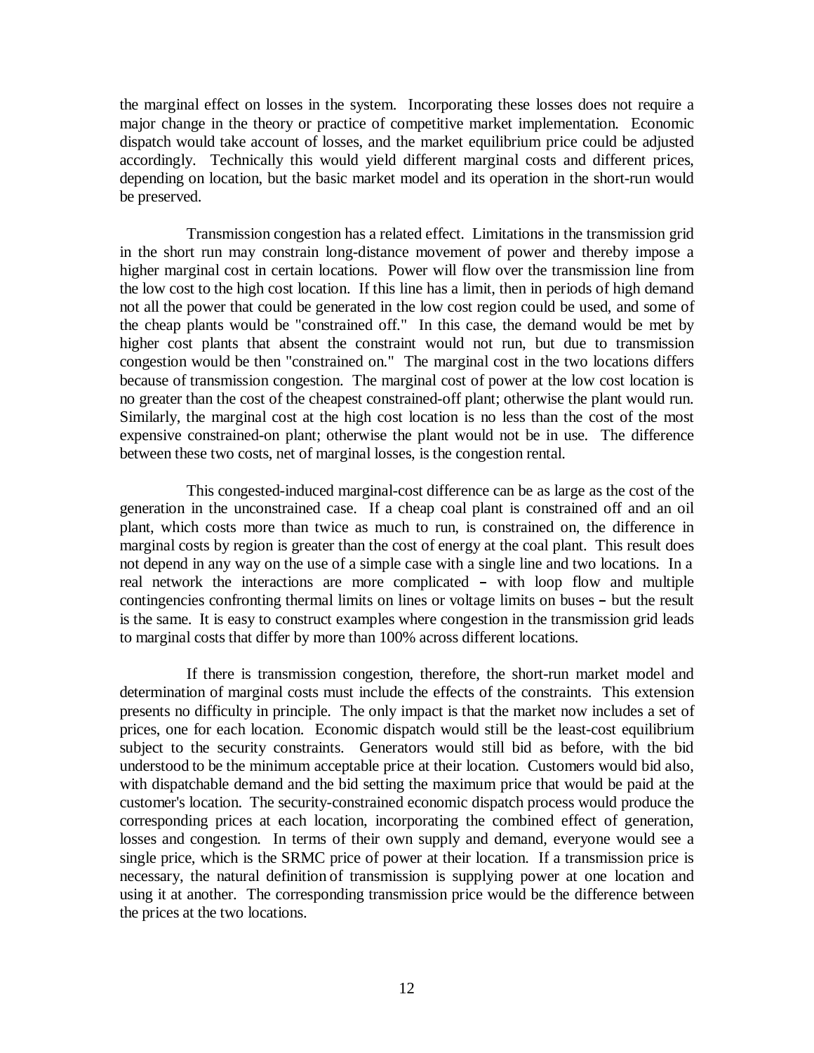the marginal effect on losses in the system. Incorporating these losses does not require a major change in the theory or practice of competitive market implementation. Economic dispatch would take account of losses, and the market equilibrium price could be adjusted accordingly. Technically this would yield different marginal costs and different prices, depending on location, but the basic market model and its operation in the short-run would be preserved.

Transmission congestion has a related effect. Limitations in the transmission grid in the short run may constrain long-distance movement of power and thereby impose a higher marginal cost in certain locations. Power will flow over the transmission line from the low cost to the high cost location. If this line has a limit, then in periods of high demand not all the power that could be generated in the low cost region could be used, and some of the cheap plants would be "constrained off." In this case, the demand would be met by higher cost plants that absent the constraint would not run, but due to transmission congestion would be then "constrained on." The marginal cost in the two locations differs because of transmission congestion. The marginal cost of power at the low cost location is no greater than the cost of the cheapest constrained-off plant; otherwise the plant would run. Similarly, the marginal cost at the high cost location is no less than the cost of the most expensive constrained-on plant; otherwise the plant would not be in use. The difference between these two costs, net of marginal losses, is the congestion rental.

This congested-induced marginal-cost difference can be as large as the cost of the generation in the unconstrained case. If a cheap coal plant is constrained off and an oil plant, which costs more than twice as much to run, is constrained on, the difference in marginal costs by region is greater than the cost of energy at the coal plant. This result does not depend in any way on the use of a simple case with a single line and two locations. In a real network the interactions are more complicated – with loop flow and multiple contingencies confronting thermal limits on lines or voltage limits on buses – but the result is the same. It is easy to construct examples where congestion in the transmission grid leads to marginal costs that differ by more than 100% across different locations.

If there is transmission congestion, therefore, the short-run market model and determination of marginal costs must include the effects of the constraints. This extension presents no difficulty in principle. The only impact is that the market now includes a set of prices, one for each location. Economic dispatch would still be the least-cost equilibrium subject to the security constraints. Generators would still bid as before, with the bid understood to be the minimum acceptable price at their location. Customers would bid also, with dispatchable demand and the bid setting the maximum price that would be paid at the customer's location. The security-constrained economic dispatch process would produce the corresponding prices at each location, incorporating the combined effect of generation, losses and congestion. In terms of their own supply and demand, everyone would see a single price, which is the SRMC price of power at their location. If a transmission price is necessary, the natural definition of transmission is supplying power at one location and using it at another. The corresponding transmission price would be the difference between the prices at the two locations.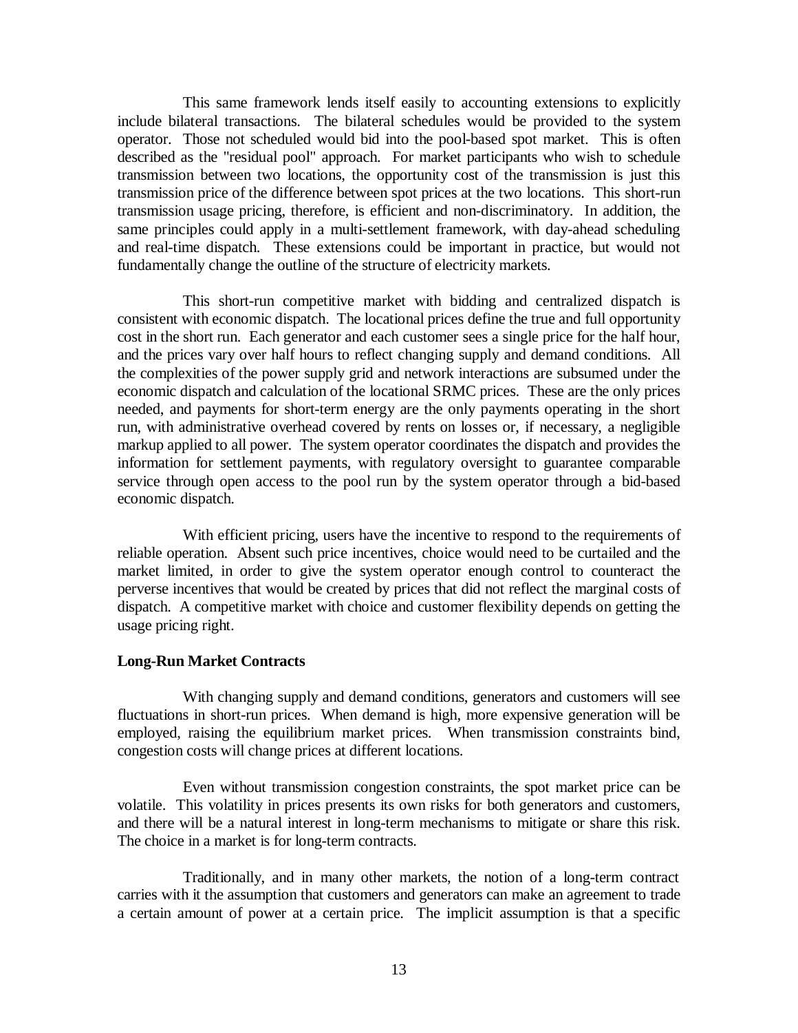This same framework lends itself easily to accounting extensions to explicitly include bilateral transactions. The bilateral schedules would be provided to the system operator. Those not scheduled would bid into the pool-based spot market. This is often described as the "residual pool" approach. For market participants who wish to schedule transmission between two locations, the opportunity cost of the transmission is just this transmission price of the difference between spot prices at the two locations. This short-run transmission usage pricing, therefore, is efficient and non-discriminatory. In addition, the same principles could apply in a multi-settlement framework, with day-ahead scheduling and real-time dispatch. These extensions could be important in practice, but would not fundamentally change the outline of the structure of electricity markets.

This short-run competitive market with bidding and centralized dispatch is consistent with economic dispatch. The locational prices define the true and full opportunity cost in the short run. Each generator and each customer sees a single price for the half hour, and the prices vary over half hours to reflect changing supply and demand conditions. All the complexities of the power supply grid and network interactions are subsumed under the economic dispatch and calculation of the locational SRMC prices. These are the only prices needed, and payments for short-term energy are the only payments operating in the short run, with administrative overhead covered by rents on losses or, if necessary, a negligible markup applied to all power. The system operator coordinates the dispatch and provides the information for settlement payments, with regulatory oversight to guarantee comparable service through open access to the pool run by the system operator through a bid-based economic dispatch.

With efficient pricing, users have the incentive to respond to the requirements of reliable operation. Absent such price incentives, choice would need to be curtailed and the market limited, in order to give the system operator enough control to counteract the perverse incentives that would be created by prices that did not reflect the marginal costs of dispatch. A competitive market with choice and customer flexibility depends on getting the usage pricing right.

**Long-Run Market Contracts**

With changing supply and demand conditions, generators and customers will see fluctuations in short-run prices. When demand is high, more expensive generation will be employed, raising the equilibrium market prices. When transmission constraints bind, congestion costs will change prices at different locations.

Even without transmission congestion constraints, the spot market price can be volatile. This volatility in prices presents its own risks for both generators and customers, and there will be a natural interest in long-term mechanisms to mitigate or share this risk. The choice in a market is for long-term contracts.

Traditionally, and in many other markets, the notion of a long-term contract carries with it the assumption that customers and generators can make an agreement to trade a certain amount of power at a certain price. The implicit assumption is that a specific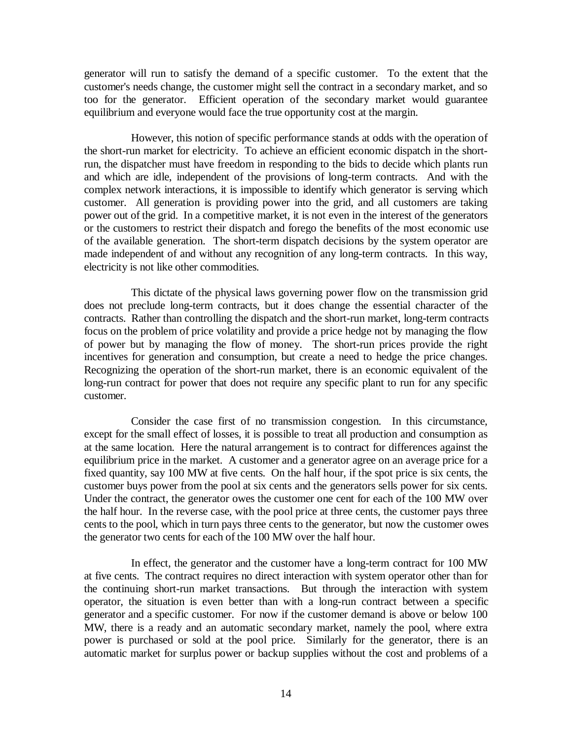generator will run to satisfy the demand of a specific customer. To the extent that the customer's needs change, the customer might sell the contract in a secondary market, and so too for the generator. Efficient operation of the secondary market would guarantee equilibrium and everyone would face the true opportunity cost at the margin.

However, this notion of specific performance stands at odds with the operation of the short-run market for electricity. To achieve an efficient economic dispatch in the short-run, the dispatcher must have freedom in responding to the bids to decide which plants run and which are idle, independent of the provisions of long-term contracts. And with the complex network interactions, it is impossible to identify which generator is serving which customer. All generation is providing power into the grid, and all customers are taking power out of the grid. In a competitive market, it is not even in the interest of the generators or the customers to restrict their dispatch and forego the benefits of the most economic use of the available generation. The short-term dispatch decisions by the system operator are made independent of and without any recognition of any long-term contracts. In this way, electricity is not like other commodities.

This dictate of the physical laws governing power flow on the transmission grid does not preclude long-term contracts, but it does change the essential character of the contracts. Rather than controlling the dispatch and the short-run market, long-term contracts focus on the problem of price volatility and provide a price hedge not by managing the flow of power but by managing the flow of money. The short-run prices provide the right incentives for generation and consumption, but create a need to hedge the price changes. Recognizing the operation of the short-run market, there is an economic equivalent of the long-run contract for power that does not require any specific plant to run for any specific customer.

Consider the case first of no transmission congestion. In this circumstance, except for the small effect of losses, it is possible to treat all production and consumption as at the same location. Here the natural arrangement is to contract for differences against the equilibrium price in the market. A customer and a generator agree on an average price for a fixed quantity, say 100 MW at five cents. On the half hour, if the spot price is six cents, the customer buys power from the pool at six cents and the generators sells power for six cents. Under the contract, the generator owes the customer one cent for each of the 100 MW over the half hour. In the reverse case, with the pool price at three cents, the customer pays three cents to the pool, which in turn pays three cents to the generator, but now the customer owes the generator two cents for each of the 100 MW over the half hour.

In effect, the generator and the customer have a long-term contract for 100 MW at five cents. The contract requires no direct interaction with system operator other than for the continuing short-run market transactions. But through the interaction with system operator, the situation is even better than with a long-run contract between a specific generator and a specific customer. For now if the customer demand is above or below 100 MW, there is a ready and an automatic secondary market, namely the pool, where extra power is purchased or sold at the pool price. Similarly for the generator, there is an automatic market for surplus power or backup supplies without the cost and problems of a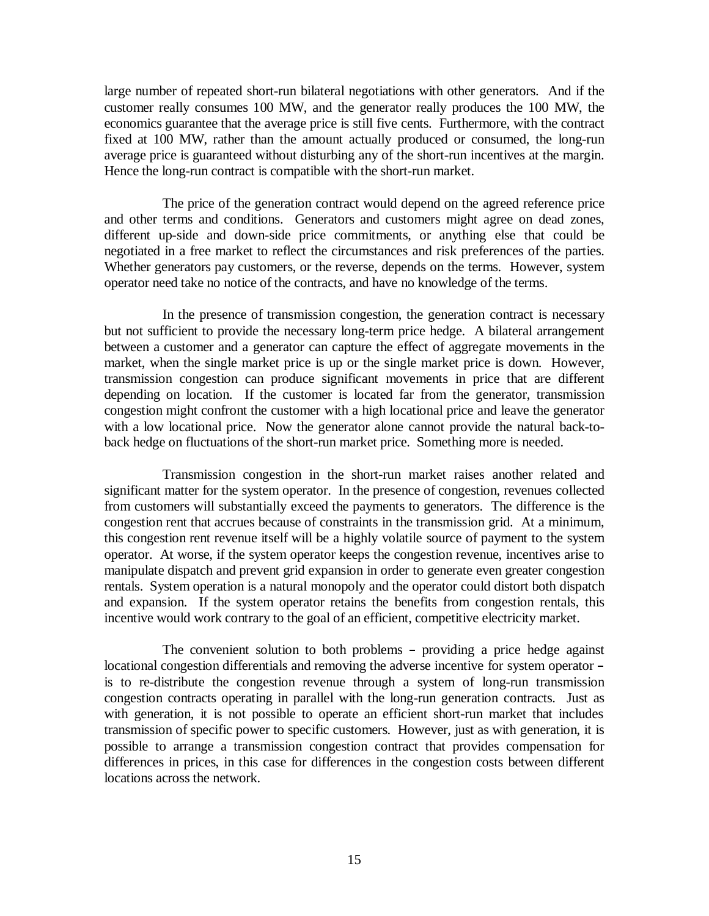large number of repeated short-run bilateral negotiations with other generators. And if the customer really consumes 100 MW, and the generator really produces the 100 MW, the economics guarantee that the average price is still five cents. Furthermore, with the contract fixed at 100 MW, rather than the amount actually produced or consumed, the long-run average price is guaranteed without disturbing any of the short-run incentives at the margin. Hence the long-run contract is compatible with the short-run market.

The price of the generation contract would depend on the agreed reference price and other terms and conditions. Generators and customers might agree on dead zones, different up-side and down-side price commitments, or anything else that could be negotiated in a free market to reflect the circumstances and risk preferences of the parties. Whether generators pay customers, or the reverse, depends on the terms. However, system operator need take no notice of the contracts, and have no knowledge of the terms.

In the presence of transmission congestion, the generation contract is necessary but not sufficient to provide the necessary long-term price hedge. A bilateral arrangement between a customer and a generator can capture the effect of aggregate movements in the market, when the single market price is up or the single market price is down. However, transmission congestion can produce significant movements in price that are different depending on location. If the customer is located far from the generator, transmission congestion might confront the customer with a high locational price and leave the generator with a low locational price. Now the generator alone cannot provide the natural back-to-back hedge on fluctuations of the short-run market price. Something more is needed.

Transmission congestion in the short-run market raises another related and significant matter for the system operator. In the presence of congestion, revenues collected from customers will substantially exceed the payments to generators. The difference is the congestion rent that accrues because of constraints in the transmission grid. At a minimum, this congestion rent revenue itself will be a highly volatile source of payment to the system operator. At worse, if the system operator keeps the congestion revenue, incentives arise to manipulate dispatch and prevent grid expansion in order to generate even greater congestion rentals. System operation is a natural monopoly and the operator could distort both dispatch and expansion. If the system operator retains the benefits from congestion rentals, this incentive would work contrary to the goal of an efficient, competitive electricity market.

The convenient solution to both problems – providing a price hedge against locational congestion differentials and removing the adverse incentive for system operator – is to re-distribute the congestion revenue through a system of long-run transmission congestion contracts operating in parallel with the long-run generation contracts. Just as with generation, it is not possible to operate an efficient short-run market that includes transmission of specific power to specific customers. However, just as with generation, it is possible to arrange a transmission congestion contract that provides compensation for differences in prices, in this case for differences in the congestion costs between different locations across the network.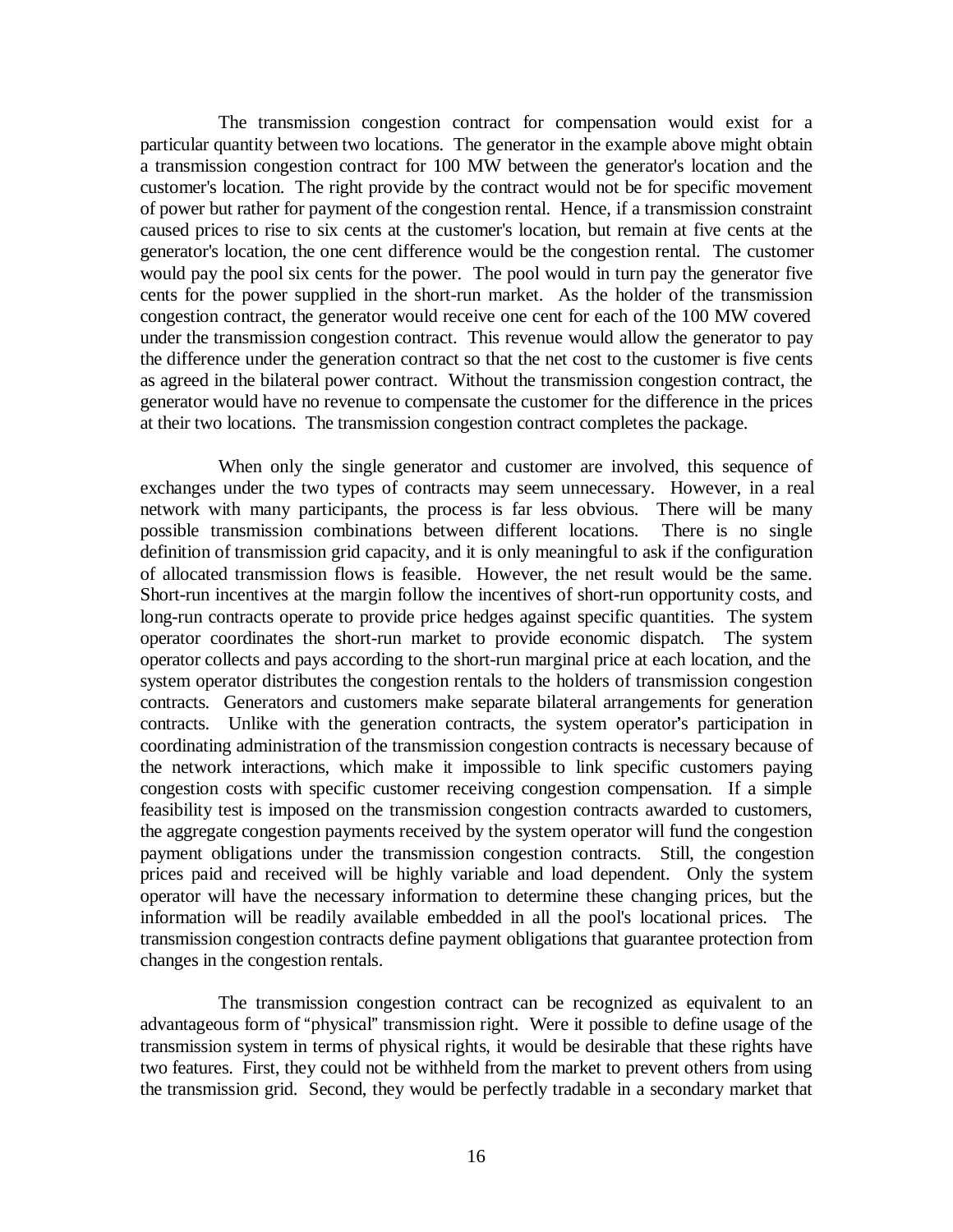The transmission congestion contract for compensation would exist for a particular quantity between two locations. The generator in the example above might obtain a transmission congestion contract for 100 MW between the generator's location and the customer's location. The right provide by the contract would not be for specific movement of power but rather for payment of the congestion rental. Hence, if a transmission constraint caused prices to rise to six cents at the customer's location, but remain at five cents at the generator's location, the one cent difference would be the congestion rental. The customer would pay the pool six cents for the power. The pool would in turn pay the generator five cents for the power supplied in the short-run market. As the holder of the transmission congestion contract, the generator would receive one cent for each of the 100 MW covered under the transmission congestion contract. This revenue would allow the generator to pay the difference under the generation contract so that the net cost to the customer is five cents as agreed in the bilateral power contract. Without the transmission congestion contract, the generator would have no revenue to compensate the customer for the difference in the prices at their two locations. The transmission congestion contract completes the package.

When only the single generator and customer are involved, this sequence of exchanges under the two types of contracts may seem unnecessary. However, in a real network with many participants, the process is far less obvious. There will be many possible transmission combinations between different locations. There is no single definition of transmission grid capacity, and it is only meaningful to ask if the configuration of allocated transmission flows is feasible. However, the net result would be the same. Short-run incentives at the margin follow the incentives of short-run opportunity costs, and long-run contracts operate to provide price hedges against specific quantities. The system operator coordinates the short-run market to provide economic dispatch. The system operator collects and pays according to the short-run marginal price at each location, and the system operator distributes the congestion rentals to the holders of transmission congestion contracts. Generators and customers make separate bilateral arrangements for generation contracts. Unlike with the generation contracts, the system operator's participation in coordinating administration of the transmission congestion contracts is necessary because of the network interactions, which make it impossible to link specific customers paying congestion costs with specific customer receiving congestion compensation. If a simple feasibility test is imposed on the transmission congestion contracts awarded to customers, the aggregate congestion payments received by the system operator will fund the congestion payment obligations under the transmission congestion contracts. Still, the congestion prices paid and received will be highly variable and load dependent. Only the system operator will have the necessary information to determine these changing prices, but the information will be readily available embedded in all the pool's locational prices. The transmission congestion contracts define payment obligations that guarantee protection from changes in the congestion rentals.

The transmission congestion contract can be recognized as equivalent to an advantageous form of "physical" transmission right. Were it possible to define usage of the transmission system in terms of physical rights, it would be desirable that these rights have two features. First, they could not be withheld from the market to prevent others from using the transmission grid. Second, they would be perfectly tradable in a secondary market that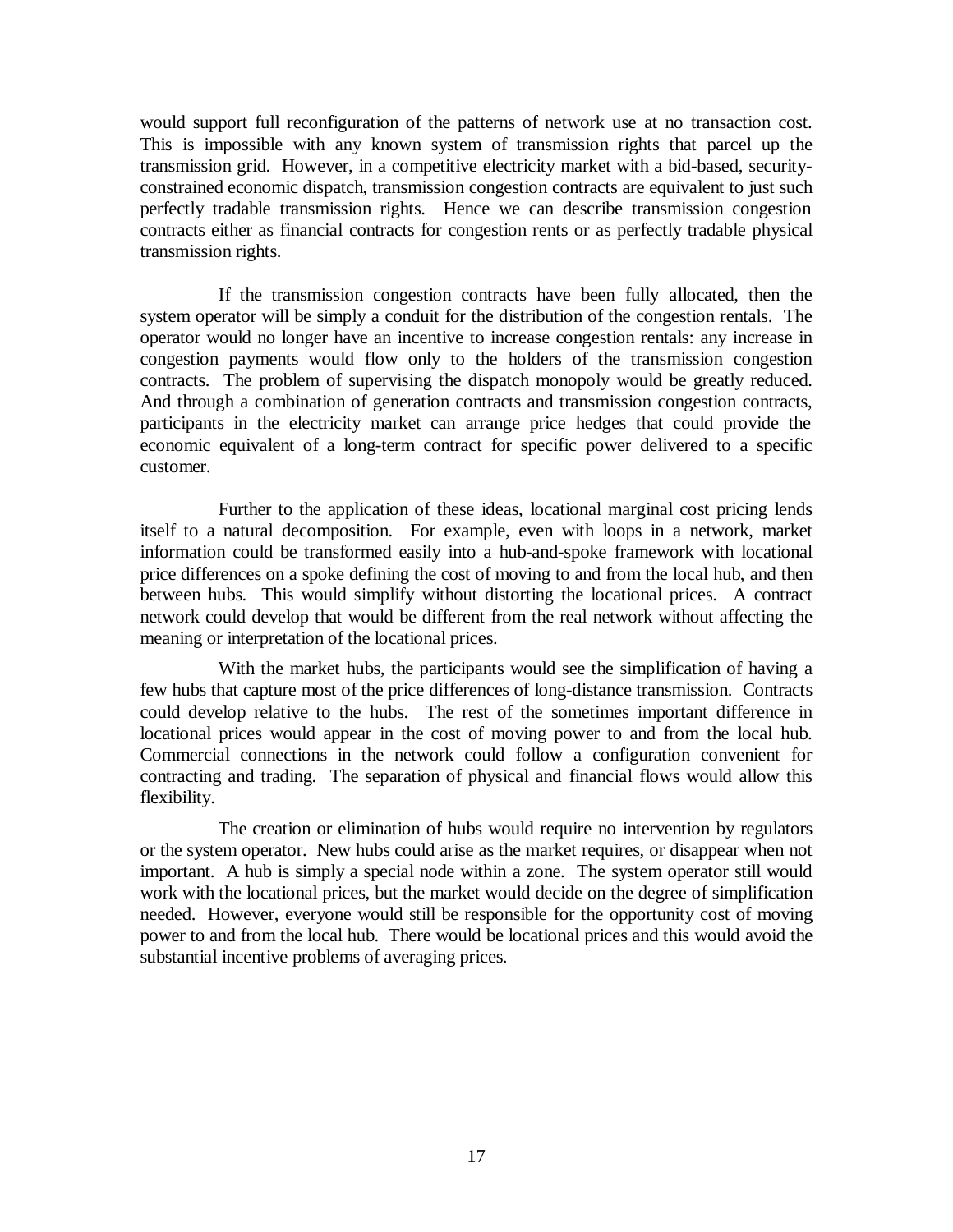would support full reconfiguration of the patterns of network use at no transaction cost. This is impossible with any known system of transmission rights that parcel up the transmission grid. However, in a competitive electricity market with a bid-based, security-constrained economic dispatch, transmission congestion contracts are equivalent to just such perfectly tradable transmission rights. Hence we can describe transmission congestion contracts either as financial contracts for congestion rents or as perfectly tradable physical transmission rights.

If the transmission congestion contracts have been fully allocated, then the system operator will be simply a conduit for the distribution of the congestion rentals. The operator would no longer have an incentive to increase congestion rentals: any increase in congestion payments would flow only to the holders of the transmission congestion contracts. The problem of supervising the dispatch monopoly would be greatly reduced. And through a combination of generation contracts and transmission congestion contracts, participants in the electricity market can arrange price hedges that could provide the economic equivalent of a long-term contract for specific power delivered to a specific customer.

Further to the application of these ideas, locational marginal cost pricing lends itself to a natural decomposition. For example, even with loops in a network, market information could be transformed easily into a hub-and-spoke framework with locational price differences on a spoke defining the cost of moving to and from the local hub, and then between hubs. This would simplify without distorting the locational prices. A contract network could develop that would be different from the real network without affecting the meaning or interpretation of the locational prices.

With the market hubs, the participants would see the simplification of having a few hubs that capture most of the price differences of long-distance transmission. Contracts could develop relative to the hubs. The rest of the sometimes important difference in locational prices would appear in the cost of moving power to and from the local hub. Commercial connections in the network could follow a configuration convenient for contracting and trading. The separation of physical and financial flows would allow this flexibility.

The creation or elimination of hubs would require no intervention by regulators or the system operator. New hubs could arise as the market requires, or disappear when not important. A hub is simply a special node within a zone. The system operator still would work with the locational prices, but the market would decide on the degree of simplification needed. However, everyone would still be responsible for the opportunity cost of moving power to and from the local hub. There would be locational prices and this would avoid the substantial incentive problems of averaging prices.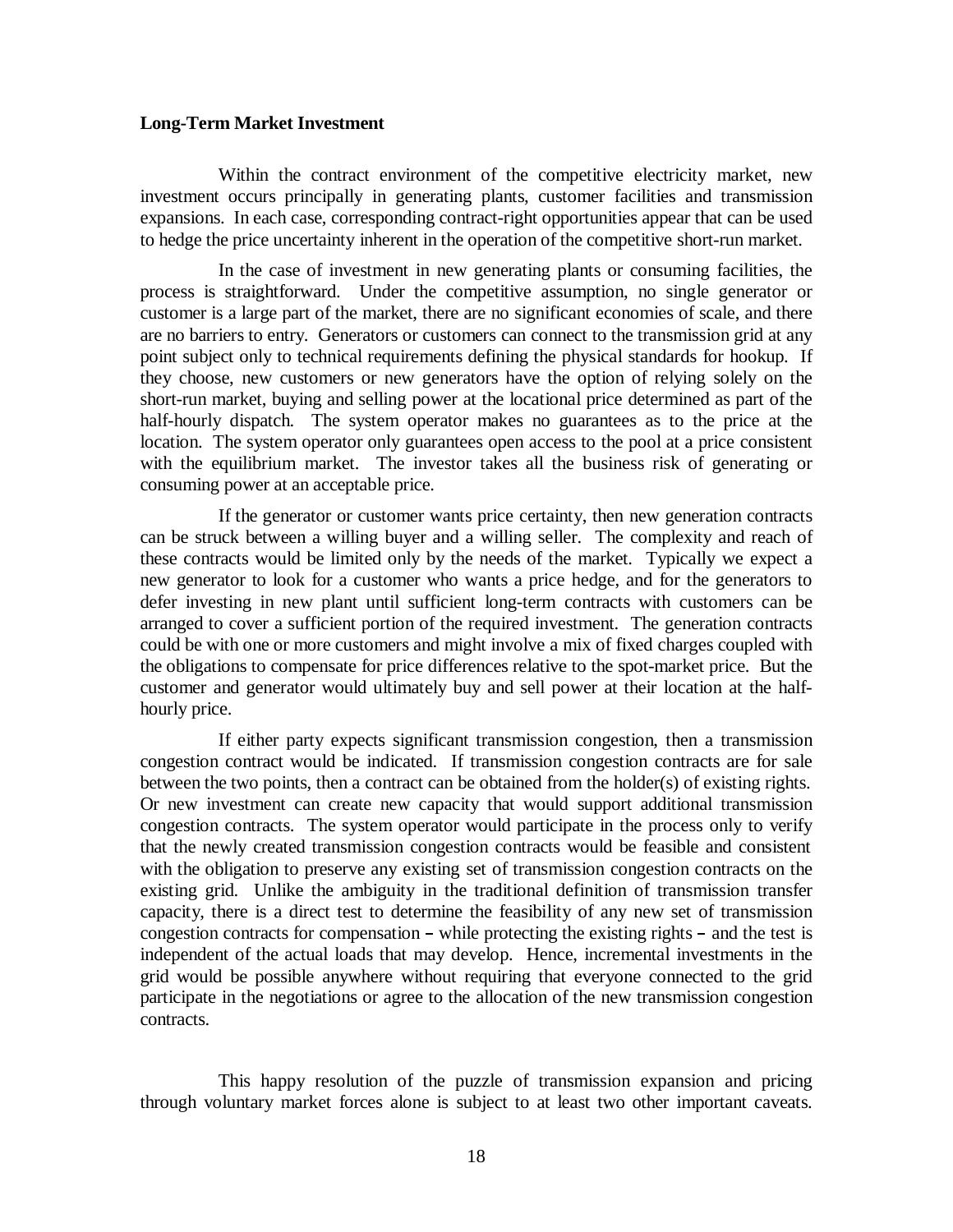**Long-Term Market Investment**

Within the contract environment of the competitive electricity market, new investment occurs principally in generating plants, customer facilities and transmission expansions. In each case, corresponding contract-right opportunities appear that can be used to hedge the price uncertainty inherent in the operation of the competitive short-run market.

In the case of investment in new generating plants or consuming facilities, the process is straightforward. Under the competitive assumption, no single generator or customer is a large part of the market, there are no significant economies of scale, and there are no barriers to entry. Generators or customers can connect to the transmission grid at any point subject only to technical requirements defining the physical standards for hookup. If they choose, new customers or new generators have the option of relying solely on the short-run market, buying and selling power at the locational price determined as part of the half-hourly dispatch. The system operator makes no guarantees as to the price at the location. The system operator only guarantees open access to the pool at a price consistent with the equilibrium market. The investor takes all the business risk of generating or consuming power at an acceptable price.

If the generator or customer wants price certainty, then new generation contracts can be struck between a willing buyer and a willing seller. The complexity and reach of these contracts would be limited only by the needs of the market. Typically we expect a new generator to look for a customer who wants a price hedge, and for the generators to defer investing in new plant until sufficient long-term contracts with customers can be arranged to cover a sufficient portion of the required investment. The generation contracts could be with one or more customers and might involve a mix of fixed charges coupled with the obligations to compensate for price differences relative to the spot-market price. But the customer and generator would ultimately buy and sell power at their location at the half-hourly price.

If either party expects significant transmission congestion, then a transmission congestion contract would be indicated. If transmission congestion contracts are for sale between the two points, then a contract can be obtained from the holder(s) of existing rights. Or new investment can create new capacity that would support additional transmission congestion contracts. The system operator would participate in the process only to verify that the newly created transmission congestion contracts would be feasible and consistent with the obligation to preserve any existing set of transmission congestion contracts on the existing grid. Unlike the ambiguity in the traditional definition of transmission transfer capacity, there is a direct test to determine the feasibility of any new set of transmission congestion contracts for compensation – while protecting the existing rights – and the test is independent of the actual loads that may develop. Hence, incremental investments in the grid would be possible anywhere without requiring that everyone connected to the grid participate in the negotiations or agree to the allocation of the new transmission congestion contracts.

This happy resolution of the puzzle of transmission expansion and pricing through voluntary market forces alone is subject to at least two other important caveats.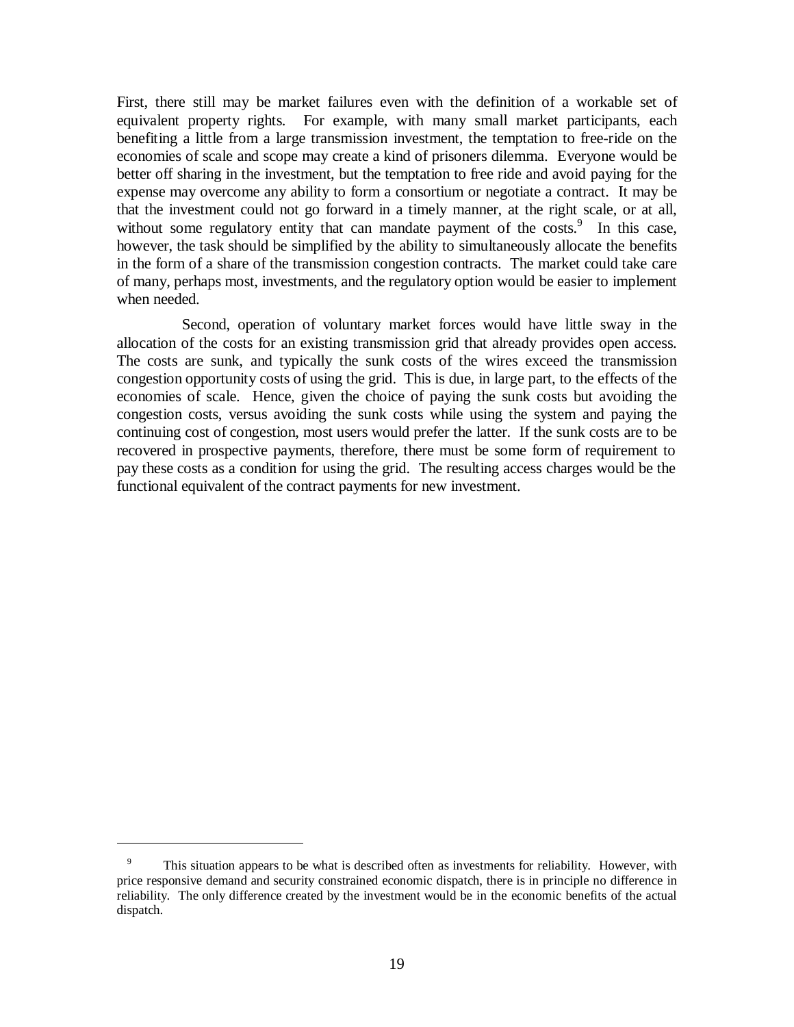First, there still may be market failures even with the definition of a workable set of equivalent property rights. For example, with many small market participants, each benefiting a little from a large transmission investment, the temptation to free-ride on the economies of scale and scope may create a kind of prisoners dilemma. Everyone would be better off sharing in the investment, but the temptation to free ride and avoid paying for the expense may overcome any ability to form a consortium or negotiate a contract. It may be that the investment could not go forward in a timely manner, at the right scale, or at all, without some regulatory entity that can mandate payment of the costs.[9] In this case, however, the task should be simplified by the ability to simultaneously allocate the benefits in the form of a share of the transmission congestion contracts. The market could take care of many, perhaps most, investments, and the regulatory option would be easier to implement when needed.

Second, operation of voluntary market forces would have little sway in the allocation of the costs for an existing transmission grid that already provides open access. The costs are sunk, and typically the sunk costs of the wires exceed the transmission congestion opportunity costs of using the grid. This is due, in large part, to the effects of the economies of scale. Hence, given the choice of paying the sunk costs but avoiding the congestion costs, versus avoiding the sunk costs while using the system and paying the continuing cost of congestion, most users would prefer the latter. If the sunk costs are to be recovered in prospective payments, therefore, there must be some form of requirement to pay these costs as a condition for using the grid. The resulting access charges would be the functional equivalent of the contract payments for new investment.

---

[9] This situation appears to be what is described often as investments for reliability. However, with price responsive demand and security constrained economic dispatch, there is in principle no difference in reliability. The only difference created by the investment would be in the economic benefits of the actual dispatch.